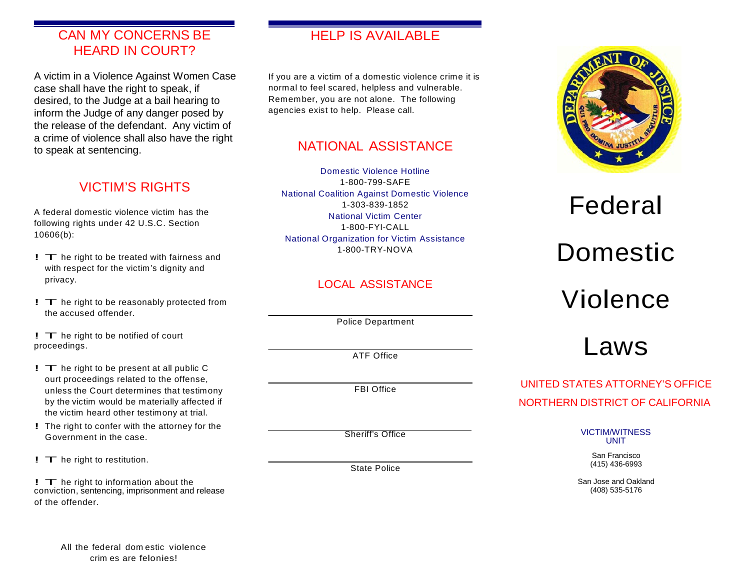## CAN MY CONCERNS BE HEARD IN COURT?

A victim in a Violence Against Women Case case shall have the right to speak, if desired, to the Judge at a bail hearing to inform the Judge of any danger posed by the release of the defendant. Any victim of a crime of violence shall also have the right to speak at sentencing.

## VICTIM'S RIGHTS

A federal domestic violence victim has the following rights under 42 U.S.C. Section 10606(b):

- The right to be treated with fairness and with respect for the victim's dignity and privacy.
- The right to be reasonably protected from the accused offender.
- The right to be notified of court proceedings.
- The right to be present at all public Court proceedings related to the offense, unless the Court determines that testimony by the victim would be materially affected if the victim heard other testimony at trial.
- The right to confer with the attorney for the Government in the case.
- The right to restitution.
- The right to information about the conviction, sentencing, imprisonment and release of the offender.

All the federal domestic violence crimes are felonies!

## HELP IS AVAILABLE

If you are a victim of a domestic violence crime it is normal to feel scared, helpless and vulnerable. Remember, you are not alone. The following agencies exist to help. Please call.

### NATIONAL ASSISTANCE

Domestic Violence Hotline
1-800-799-SAFE
National Coalition Against Domestic Violence
1-303-839-1852
National Victim Center
1-800-FYI-CALL
National Organization for Victim Assistance
1-800-TRY-NOVA

### LOCAL ASSISTANCE

______________________
Police Department

______________________
ATF Office

______________________
FBI Office

______________________
Sheriff's Office

______________________
State Police

# Federal Domestic Violence Laws

UNITED STATES ATTORNEY'S OFFICE
NORTHERN DISTRICT OF CALIFORNIA

VICTIM/WITNESS UNIT

San Francisco
(415) 436-6993

San Jose and Oakland
(408) 535-5176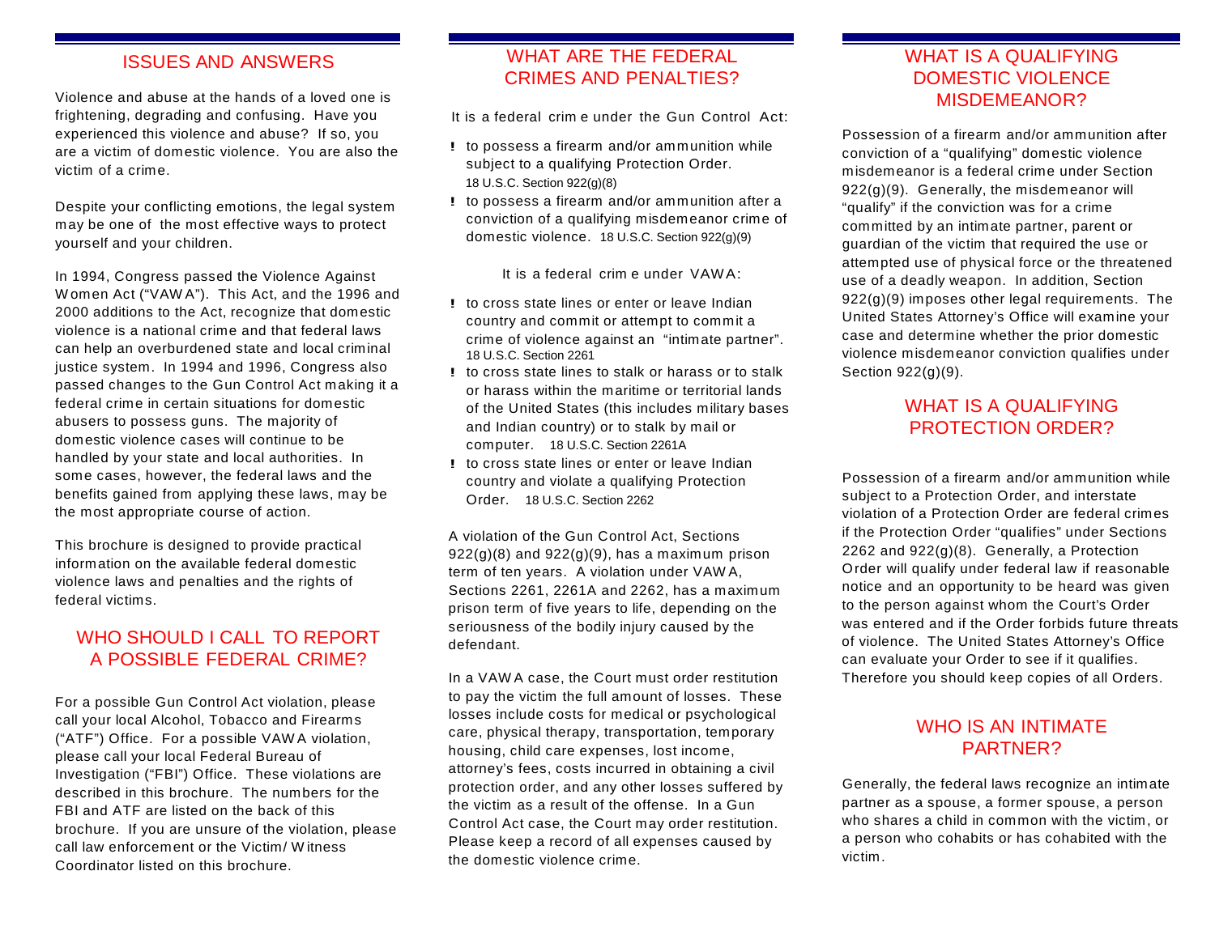## ISSUES AND ANSWERS

Violence and abuse at the hands of a loved one is frightening, degrading and confusing. Have you experienced this violence and abuse? If so, you are a victim of domestic violence. You are also the victim of a crime.

Despite your conflicting emotions, the legal system may be one of the most effective ways to protect yourself and your children.

In 1994, Congress passed the Violence Against Women Act ("VAWA"). This Act, and the 1996 and 2000 additions to the Act, recognize that domestic violence is a national crime and that federal laws can help an overburdened state and local criminal justice system. In 1994 and 1996, Congress also passed changes to the Gun Control Act making it a federal crime in certain situations for domestic abusers to possess guns. The majority of domestic violence cases will continue to be handled by your state and local authorities. In some cases, however, the federal laws and the benefits gained from applying these laws, may be the most appropriate course of action.

This brochure is designed to provide practical information on the available federal domestic violence laws and penalties and the rights of federal victims.

## WHO SHOULD I CALL TO REPORT A POSSIBLE FEDERAL CRIME?

For a possible Gun Control Act violation, please call your local Alcohol, Tobacco and Firearms ("ATF") Office. For a possible VAWA violation, please call your local Federal Bureau of Investigation ("FBI") Office. These violations are described in this brochure. The numbers for the FBI and ATF are listed on the back of this brochure. If you are unsure of the violation, please call law enforcement or the Victim/ Witness Coordinator listed on this brochure.

## WHAT ARE THE FEDERAL CRIMES AND PENALTIES?

It is a federal crime under the Gun Control Act:

- to possess a firearm and/or ammunition while subject to a qualifying Protection Order. 18 U.S.C. Section 922(g)(8)
- to possess a firearm and/or ammunition after a conviction of a qualifying misdemeanor crime of domestic violence. 18 U.S.C. Section 922(g)(9)

It is a federal crime under VAWA:

- to cross state lines or enter or leave Indian country and commit or attempt to commit a crime of violence against an "intimate partner". 18 U.S.C. Section 2261
- to cross state lines to stalk or harass or to stalk or harass within the maritime or territorial lands of the United States (this includes military bases and Indian country) or to stalk by mail or computer. 18 U.S.C. Section 2261A
- to cross state lines or enter or leave Indian country and violate a qualifying Protection Order. 18 U.S.C. Section 2262

A violation of the Gun Control Act, Sections 922(g)(8) and 922(g)(9), has a maximum prison term of ten years. A violation under VAWA, Sections 2261, 2261A and 2262, has a maximum prison term of five years to life, depending on the seriousness of the bodily injury caused by the defendant.

In a VAWA case, the Court must order restitution to pay the victim the full amount of losses. These losses include costs for medical or psychological care, physical therapy, transportation, temporary housing, child care expenses, lost income, attorney's fees, costs incurred in obtaining a civil protection order, and any other losses suffered by the victim as a result of the offense. In a Gun Control Act case, the Court may order restitution. Please keep a record of all expenses caused by the domestic violence crime.

## WHAT IS A QUALIFYING DOMESTIC VIOLENCE MISDEMEANOR?

Possession of a firearm and/or ammunition after conviction of a "qualifying" domestic violence misdemeanor is a federal crime under Section 922(g)(9). Generally, the misdemeanor will "qualify" if the conviction was for a crime committed by an intimate partner, parent or guardian of the victim that required the use or attempted use of physical force or the threatened use of a deadly weapon. In addition, Section 922(g)(9) imposes other legal requirements. The United States Attorney's Office will examine your case and determine whether the prior domestic violence misdemeanor conviction qualifies under Section 922(g)(9).

## WHAT IS A QUALIFYING PROTECTION ORDER?

Possession of a firearm and/or ammunition while subject to a Protection Order, and interstate violation of a Protection Order are federal crimes if the Protection Order "qualifies" under Sections 2262 and 922(g)(8). Generally, a Protection Order will qualify under federal law if reasonable notice and an opportunity to be heard was given to the person against whom the Court's Order was entered and if the Order forbids future threats of violence. The United States Attorney's Office can evaluate your Order to see if it qualifies. Therefore you should keep copies of all Orders.

## WHO IS AN INTIMATE PARTNER?

Generally, the federal laws recognize an intimate partner as a spouse, a former spouse, a person who shares a child in common with the victim, or a person who cohabits or has cohabited with the victim.